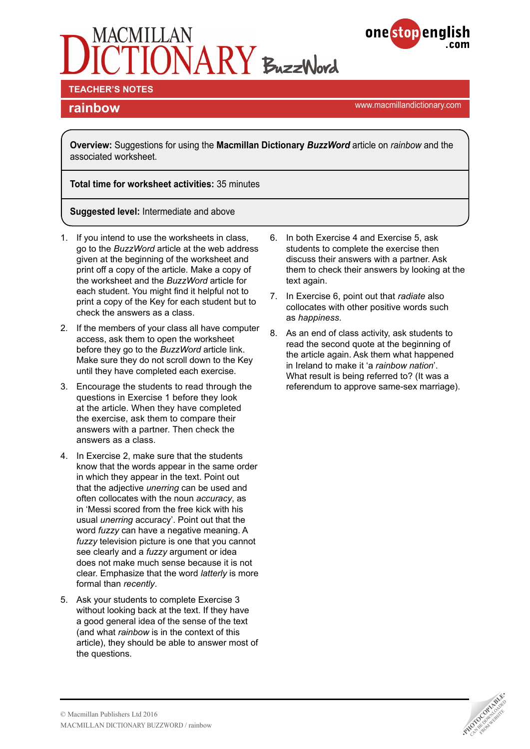# MACMILLAN DICTIONARY BuzzWord

onestopenglish.com

## TEACHER'S NOTES

## rainbow

www.macmillandictionary.com

**Overview:** Suggestions for using the **Macmillan Dictionary *BuzzWord*** article on *rainbow* and the associated worksheet.

**Total time for worksheet activities:** 35 minutes

**Suggested level:** Intermediate and above

1. If you intend to use the worksheets in class, go to the *BuzzWord* article at the web address given at the beginning of the worksheet and print off a copy of the article. Make a copy of the worksheet and the *BuzzWord* article for each student. You might find it helpful not to print a copy of the Key for each student but to check the answers as a class.
2. If the members of your class all have computer access, ask them to open the worksheet before they go to the *BuzzWord* article link. Make sure they do not scroll down to the Key until they have completed each exercise.
3. Encourage the students to read through the questions in Exercise 1 before they look at the article. When they have completed the exercise, ask them to compare their answers with a partner. Then check the answers as a class.
4. In Exercise 2, make sure that the students know that the words appear in the same order in which they appear in the text. Point out that the adjective *unerring* can be used and often collocates with the noun *accuracy*, as in 'Messi scored from the free kick with his usual *unerring* accuracy'. Point out that the word *fuzzy* can have a negative meaning. A *fuzzy* television picture is one that you cannot see clearly and a *fuzzy* argument or idea does not make much sense because it is not clear. Emphasize that the word *latterly* is more formal than *recently*.
5. Ask your students to complete Exercise 3 without looking back at the text. If they have a good general idea of the sense of the text (and what *rainbow* is in the context of this article), they should be able to answer most of the questions.
6. In both Exercise 4 and Exercise 5, ask students to complete the exercise then discuss their answers with a partner. Ask them to check their answers by looking at the text again.
7. In Exercise 6, point out that *radiate* also collocates with other positive words such as *happiness*.
8. As an end of class activity, ask students to read the second quote at the beginning of the article again. Ask them what happened in Ireland to make it 'a *rainbow nation*'. What result is being referred to? (It was a referendum to approve same-sex marriage).

© Macmillan Publishers Ltd 2016
MACMILLAN DICTIONARY BUZZWORD / rainbow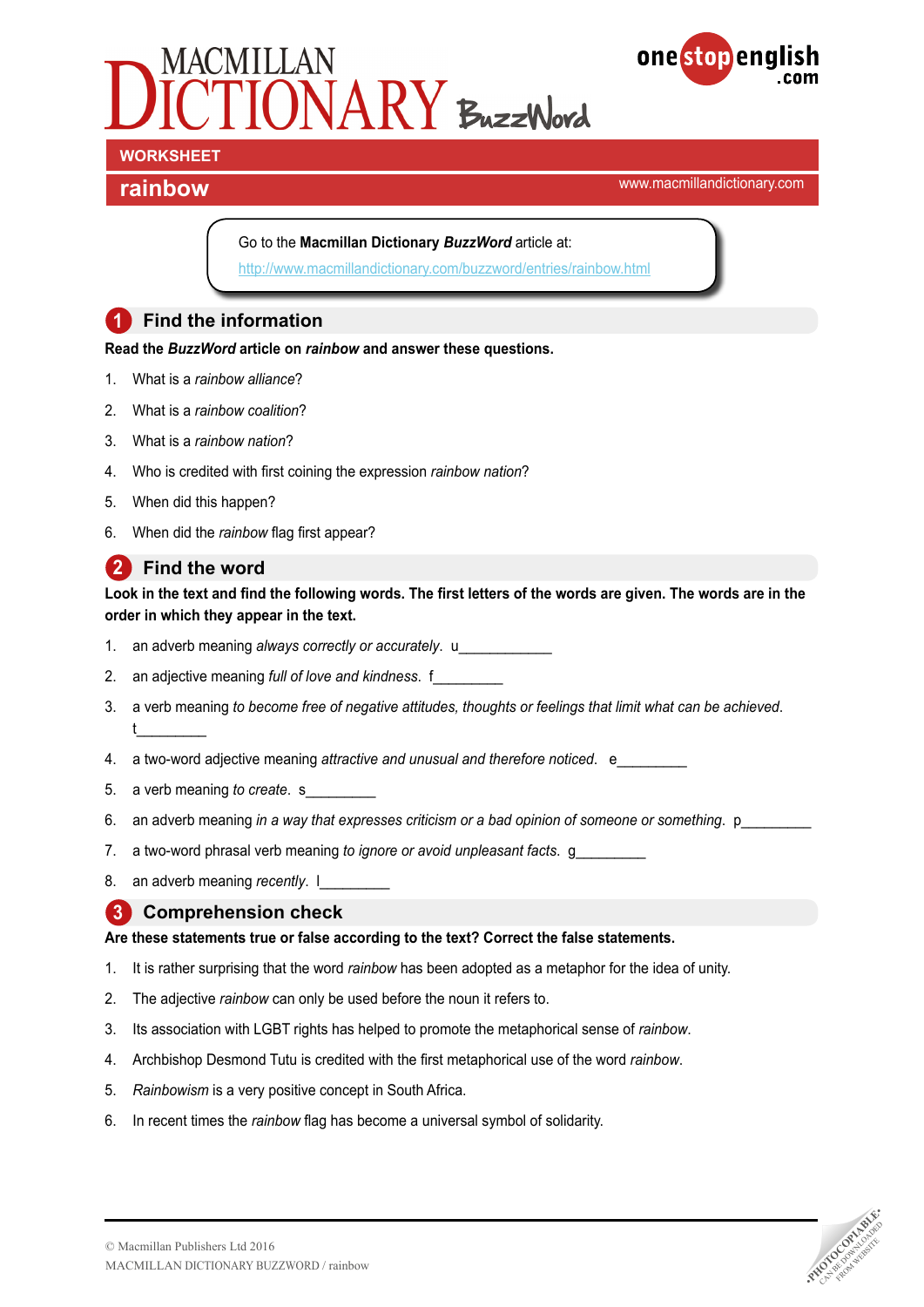# MACMILLAN DICTIONARY BuzzWord

onestopenglish.com

**WORKSHEET**

## rainbow

www.macmillandictionary.com

Go to the **Macmillan Dictionary *BuzzWord*** article at:
http://www.macmillandictionary.com/buzzword/entries/rainbow.html

## 1 Find the information

**Read the *BuzzWord* article on *rainbow* and answer these questions.**

1. What is a *rainbow alliance*?
2. What is a *rainbow coalition*?
3. What is a *rainbow nation*?
4. Who is credited with first coining the expression *rainbow nation*?
5. When did this happen?
6. When did the *rainbow* flag first appear?

## 2 Find the word

**Look in the text and find the following words. The first letters of the words are given. The words are in the order in which they appear in the text.**

1. an adverb meaning *always correctly or accurately*. u___________
2. an adjective meaning *full of love and kindness*. f________
3. a verb meaning *to become free of negative attitudes, thoughts or feelings that limit what can be achieved*. t________
4. a two-word adjective meaning *attractive and unusual and therefore noticed*. e________
5. a verb meaning *to create*. s________
6. an adverb meaning *in a way that expresses criticism or a bad opinion of someone or something*. p________
7. a two-word phrasal verb meaning *to ignore or avoid unpleasant facts*. g________
8. an adverb meaning *recently*. l________

## 3 Comprehension check

**Are these statements true or false according to the text? Correct the false statements.**

1. It is rather surprising that the word *rainbow* has been adopted as a metaphor for the idea of unity.
2. The adjective *rainbow* can only be used before the noun it refers to.
3. Its association with LGBT rights has helped to promote the metaphorical sense of *rainbow*.
4. Archbishop Desmond Tutu is credited with the first metaphorical use of the word *rainbow*.
5. *Rainbowism* is a very positive concept in South Africa.
6. In recent times the *rainbow* flag has become a universal symbol of solidarity.

© Macmillan Publishers Ltd 2016
MACMILLAN DICTIONARY BUZZWORD / rainbow

PHOTOCOPIABLE. CAN BE DOWNLOADED FROM WEBSITE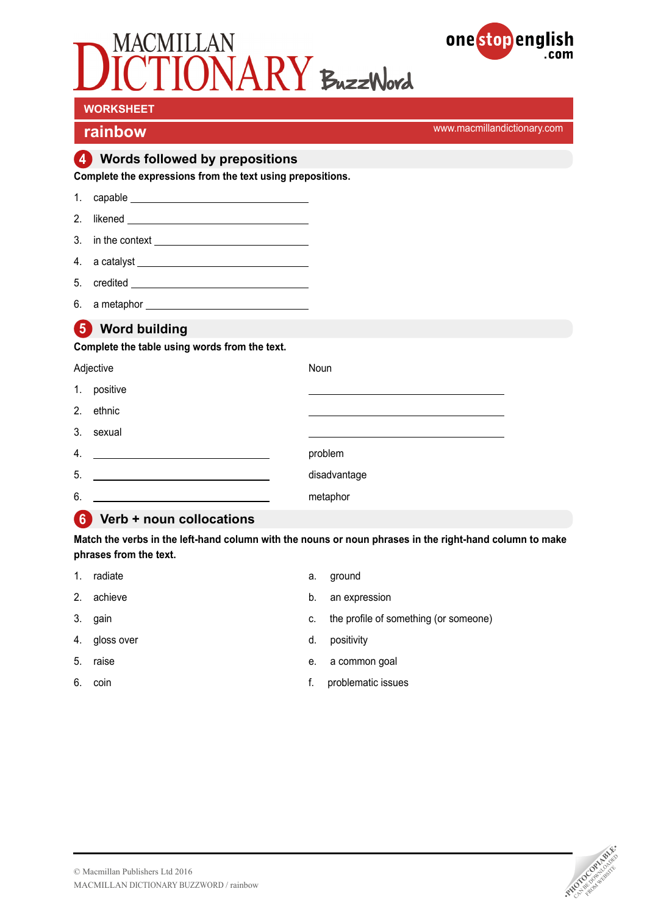# MACMILLAN DICTIONARY BuzzWord

**WORKSHEET**

## rainbow

www.macmillandictionary.com

## 4 Words followed by prepositions

**Complete the expressions from the text using prepositions.**

1. capable ______________________
2. likened ______________________
3. in the context ______________________
4. a catalyst ______________________
5. credited ______________________
6. a metaphor ______________________

## 5 Word building

**Complete the table using words from the text.**

| Adjective | Noun |
|---|---|
| 1. positive | ______________________ |
| 2. ethnic | ______________________ |
| 3. sexual | ______________________ |
| 4. ______________________ | problem |
| 5. ______________________ | disadvantage |
| 6. ______________________ | metaphor |

## 6 Verb + noun collocations

**Match the verbs in the left-hand column with the nouns or noun phrases in the right-hand column to make phrases from the text.**

| | |
|---|---|
| 1. radiate | a. ground |
| 2. achieve | b. an expression |
| 3. gain | c. the profile of something (or someone) |
| 4. gloss over | d. positivity |
| 5. raise | e. a common goal |
| 6. coin | f. problematic issues |

© Macmillan Publishers Ltd 2016
MACMILLAN DICTIONARY BUZZWORD / rainbow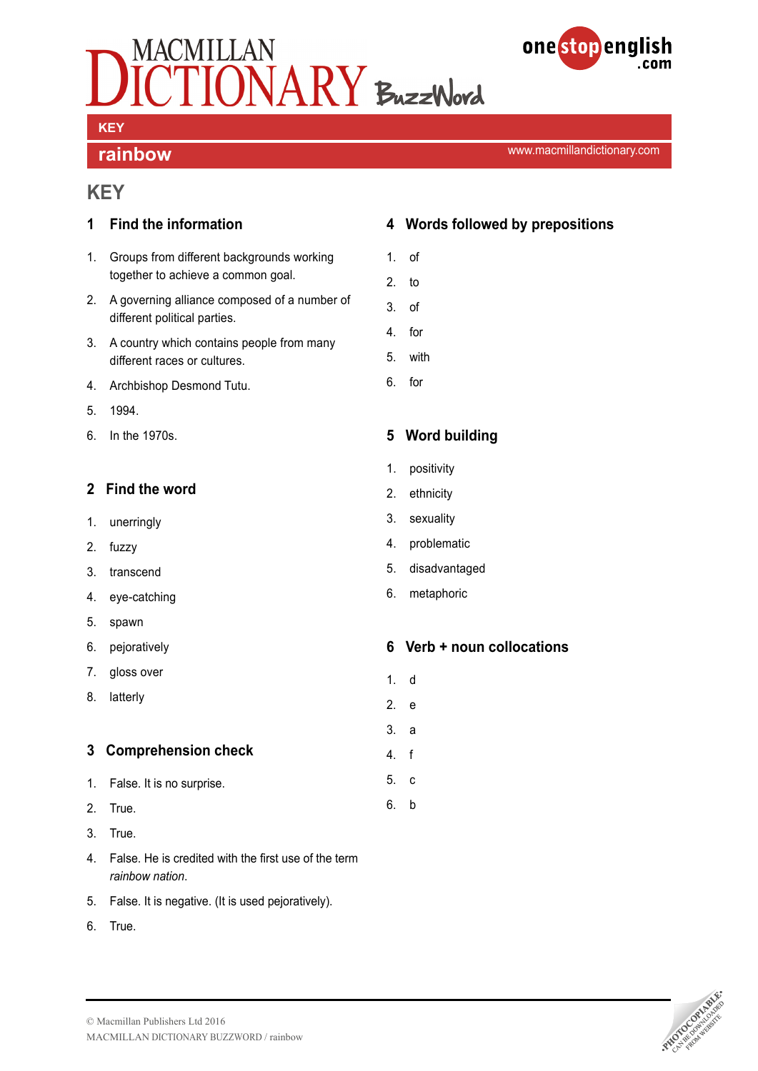# MACMILLAN DICTIONARY BuzzWord

**KEY**

**rainbow**

www.macmillandictionary.com

## KEY

### 1 Find the information

1. Groups from different backgrounds working together to achieve a common goal.
2. A governing alliance composed of a number of different political parties.
3. A country which contains people from many different races or cultures.
4. Archbishop Desmond Tutu.
5. 1994.
6. In the 1970s.

### 2 Find the word

1. unerringly
2. fuzzy
3. transcend
4. eye-catching
5. spawn
6. pejoratively
7. gloss over
8. latterly

### 3 Comprehension check

1. False. It is no surprise.
2. True.
3. True.
4. False. He is credited with the first use of the term *rainbow nation*.
5. False. It is negative. (It is used pejoratively).
6. True.

### 4 Words followed by prepositions

1. of
2. to
3. of
4. for
5. with
6. for

### 5 Word building

1. positivity
2. ethnicity
3. sexuality
4. problematic
5. disadvantaged
6. metaphoric

### 6 Verb + noun collocations

1. d
2. e
3. a
4. f
5. c
6. b

© Macmillan Publishers Ltd 2016
MACMILLAN DICTIONARY BUZZWORD / rainbow